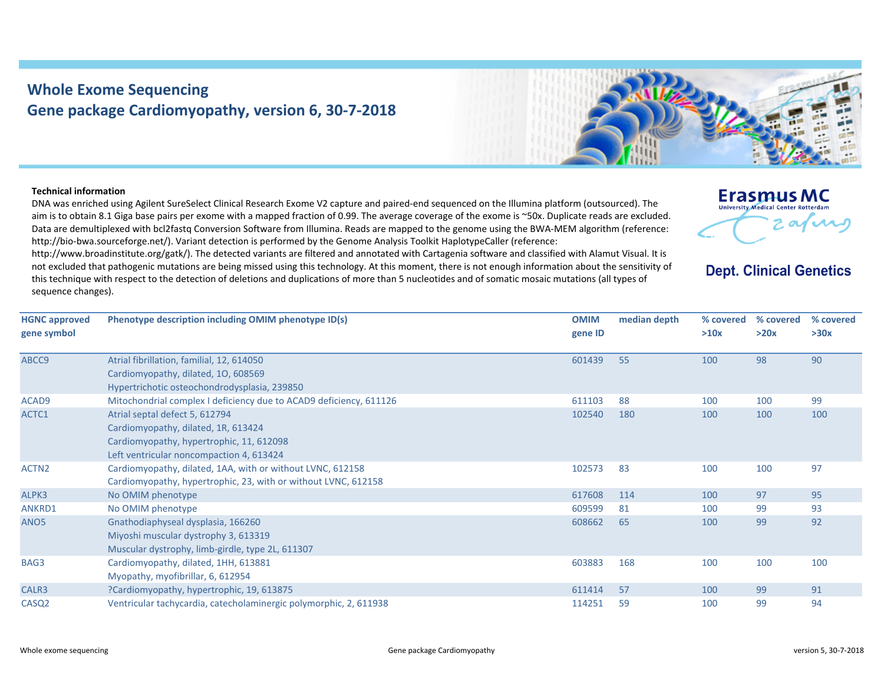# Whole Exome Sequencing
## Gene package Cardiomyopathy, version 6, 30-7-2018

Erasmus MC
University Medical Center Rotterdam

Dept. Clinical Genetics

**Technical information**

DNA was enriched using Agilent SureSelect Clinical Research Exome V2 capture and paired-end sequenced on the Illumina platform (outsourced). The aim is to obtain 8.1 Giga base pairs per exome with a mapped fraction of 0.99. The average coverage of the exome is ~50x. Duplicate reads are excluded. Data are demultiplexed with bcl2fastq Conversion Software from Illumina. Reads are mapped to the genome using the BWA-MEM algorithm (reference: http://bio-bwa.sourceforge.net/). Variant detection is performed by the Genome Analysis Toolkit HaplotypeCaller (reference: http://www.broadinstitute.org/gatk/). The detected variants are filtered and annotated with Cartagenia software and classified with Alamut Visual. It is not excluded that pathogenic mutations are being missed using this technology. At this moment, there is not enough information about the sensitivity of this technique with respect to the detection of deletions and duplications of more than 5 nucleotides and of somatic mosaic mutations (all types of sequence changes).

| HGNC approved gene symbol | Phenotype description including OMIM phenotype ID(s) | OMIM gene ID | median depth | % covered >10x | % covered >20x | % covered >30x |
|---|---|---|---|---|---|---|
| ABCC9 | Atrial fibrillation, familial, 12, 614050<br>Cardiomyopathy, dilated, 1O, 608569<br>Hypertrichotic osteochondrodysplasia, 239850 | 601439 | 55 | 100 | 98 | 90 |
| ACAD9 | Mitochondrial complex I deficiency due to ACAD9 deficiency, 611126 | 611103 | 88 | 100 | 100 | 99 |
| ACTC1 | Atrial septal defect 5, 612794<br>Cardiomyopathy, dilated, 1R, 613424<br>Cardiomyopathy, hypertrophic, 11, 612098<br>Left ventricular noncompaction 4, 613424 | 102540 | 180 | 100 | 100 | 100 |
| ACTN2 | Cardiomyopathy, dilated, 1AA, with or without LVNC, 612158<br>Cardiomyopathy, hypertrophic, 23, with or without LVNC, 612158 | 102573 | 83 | 100 | 100 | 97 |
| ALPK3 | No OMIM phenotype | 617608 | 114 | 100 | 97 | 95 |
| ANKRD1 | No OMIM phenotype | 609599 | 81 | 100 | 99 | 93 |
| ANO5 | Gnathodiaphyseal dysplasia, 166260<br>Miyoshi muscular dystrophy 3, 613319<br>Muscular dystrophy, limb-girdle, type 2L, 611307 | 608662 | 65 | 100 | 99 | 92 |
| BAG3 | Cardiomyopathy, dilated, 1HH, 613881<br>Myopathy, myofibrillar, 6, 612954 | 603883 | 168 | 100 | 100 | 100 |
| CALR3 | ?Cardiomyopathy, hypertrophic, 19, 613875 | 611414 | 57 | 100 | 99 | 91 |
| CASQ2 | Ventricular tachycardia, catecholaminergic polymorphic, 2, 611938 | 114251 | 59 | 100 | 99 | 94 |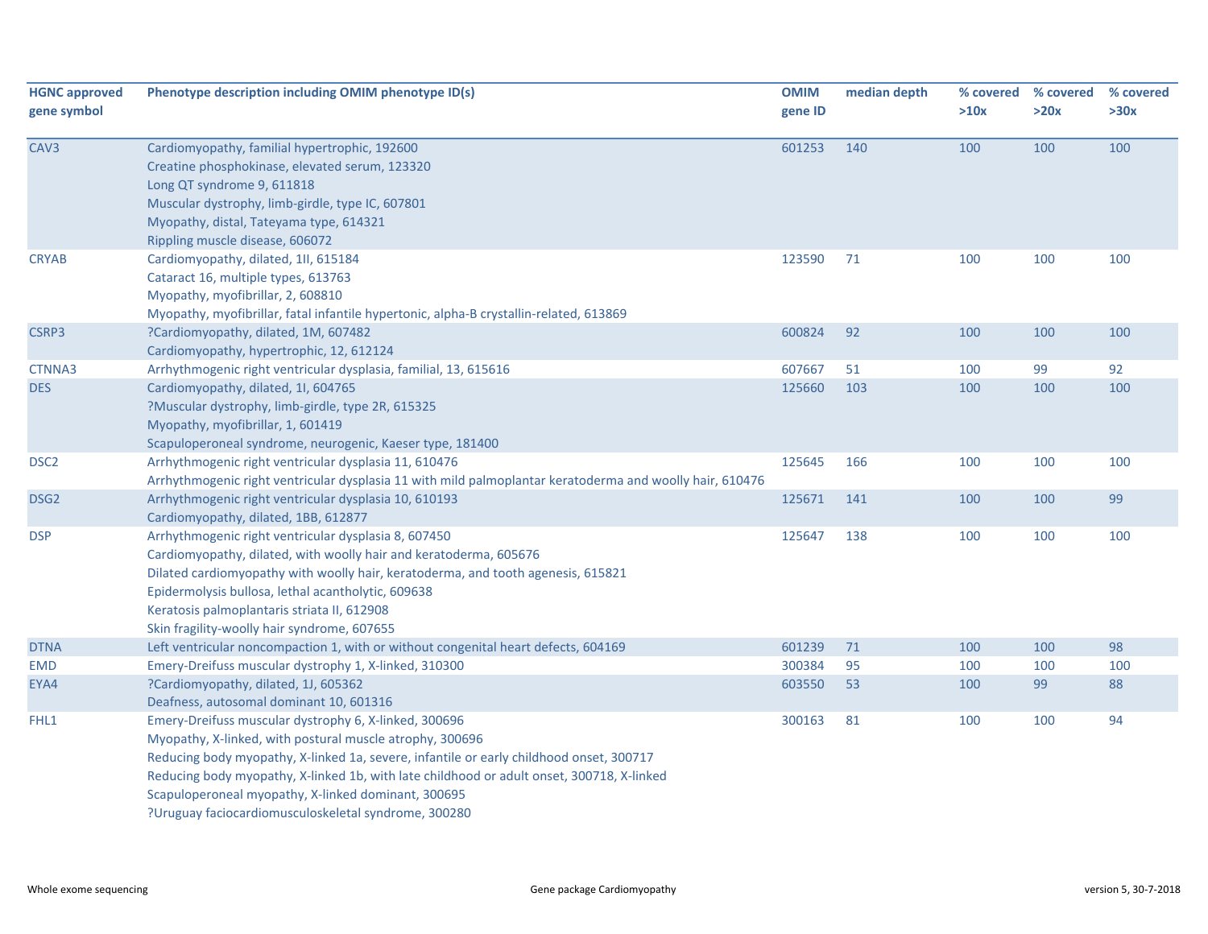| HGNC approved gene symbol | Phenotype description including OMIM phenotype ID(s) | OMIM gene ID | median depth | % covered >10x | % covered >20x | % covered >30x |
|---|---|---|---|---|---|---|
| CAV3 | Cardiomyopathy, familial hypertrophic, 192600<br>Creatine phosphokinase, elevated serum, 123320<br>Long QT syndrome 9, 611818<br>Muscular dystrophy, limb-girdle, type IC, 607801<br>Myopathy, distal, Tateyama type, 614321<br>Rippling muscle disease, 606072 | 601253 | 140 | 100 | 100 | 100 |
| CRYAB | Cardiomyopathy, dilated, 1II, 615184<br>Cataract 16, multiple types, 613763<br>Myopathy, myofibrillar, 2, 608810<br>Myopathy, myofibrillar, fatal infantile hypertonic, alpha-B crystallin-related, 613869 | 123590 | 71 | 100 | 100 | 100 |
| CSRP3 | ?Cardiomyopathy, dilated, 1M, 607482<br>Cardiomyopathy, hypertrophic, 12, 612124 | 600824 | 92 | 100 | 100 | 100 |
| CTNNA3 | Arrhythmogenic right ventricular dysplasia, familial, 13, 615616 | 607667 | 51 | 100 | 99 | 92 |
| DES | Cardiomyopathy, dilated, 1I, 604765<br>?Muscular dystrophy, limb-girdle, type 2R, 615325<br>Myopathy, myofibrillar, 1, 601419<br>Scapuloperoneal syndrome, neurogenic, Kaeser type, 181400 | 125660 | 103 | 100 | 100 | 100 |
| DSC2 | Arrhythmogenic right ventricular dysplasia 11, 610476<br>Arrhythmogenic right ventricular dysplasia 11 with mild palmoplantar keratoderma and woolly hair, 610476 | 125645 | 166 | 100 | 100 | 100 |
| DSG2 | Arrhythmogenic right ventricular dysplasia 10, 610193<br>Cardiomyopathy, dilated, 1BB, 612877 | 125671 | 141 | 100 | 100 | 99 |
| DSP | Arrhythmogenic right ventricular dysplasia 8, 607450<br>Cardiomyopathy, dilated, with woolly hair and keratoderma, 605676<br>Dilated cardiomyopathy with woolly hair, keratoderma, and tooth agenesis, 615821<br>Epidermolysis bullosa, lethal acantholytic, 609638<br>Keratosis palmoplantaris striata II, 612908<br>Skin fragility-woolly hair syndrome, 607655 | 125647 | 138 | 100 | 100 | 100 |
| DTNA | Left ventricular noncompaction 1, with or without congenital heart defects, 604169 | 601239 | 71 | 100 | 100 | 98 |
| EMD | Emery-Dreifuss muscular dystrophy 1, X-linked, 310300 | 300384 | 95 | 100 | 100 | 100 |
| EYA4 | ?Cardiomyopathy, dilated, 1J, 605362<br>Deafness, autosomal dominant 10, 601316 | 603550 | 53 | 100 | 99 | 88 |
| FHL1 | Emery-Dreifuss muscular dystrophy 6, X-linked, 300696<br>Myopathy, X-linked, with postural muscle atrophy, 300696<br>Reducing body myopathy, X-linked 1a, severe, infantile or early childhood onset, 300717<br>Reducing body myopathy, X-linked 1b, with late childhood or adult onset, 300718, X-linked<br>Scapuloperoneal myopathy, X-linked dominant, 300695<br>?Uruguay faciocardiomusculoskeletal syndrome, 300280 | 300163 | 81 | 100 | 100 | 94 |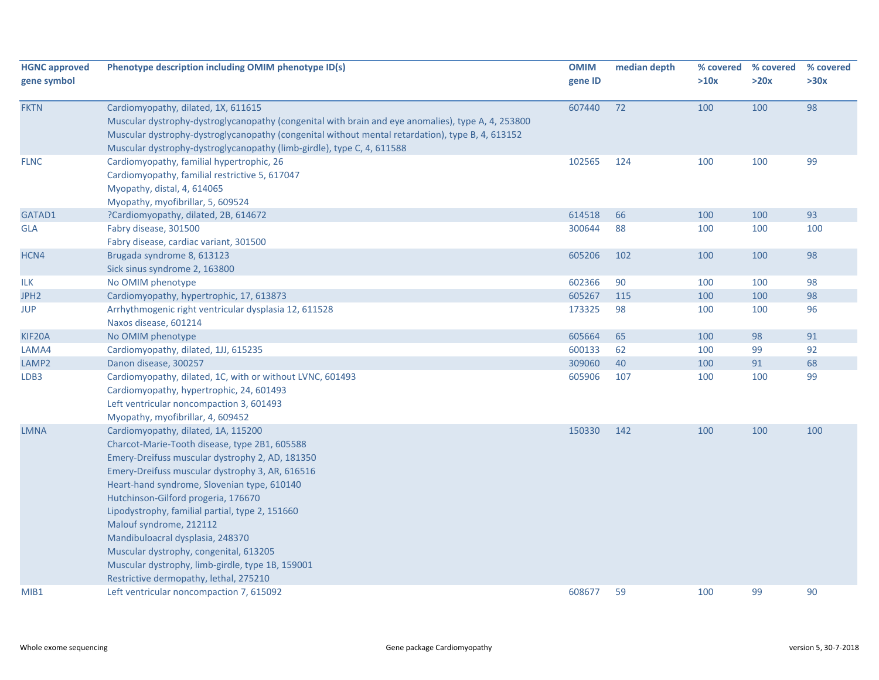| HGNC approved gene symbol | Phenotype description including OMIM phenotype ID(s) | OMIM gene ID | median depth | % covered >10x | % covered >20x | % covered >30x |
|---|---|---|---|---|---|---|
| FKTN | Cardiomyopathy, dilated, 1X, 611615<br>Muscular dystrophy-dystroglycanopathy (congenital with brain and eye anomalies), type A, 4, 253800<br>Muscular dystrophy-dystroglycanopathy (congenital without mental retardation), type B, 4, 613152<br>Muscular dystrophy-dystroglycanopathy (limb-girdle), type C, 4, 611588 | 607440 | 72 | 100 | 100 | 98 |
| FLNC | Cardiomyopathy, familial hypertrophic, 26<br>Cardiomyopathy, familial restrictive 5, 617047<br>Myopathy, distal, 4, 614065<br>Myopathy, myofibrillar, 5, 609524 | 102565 | 124 | 100 | 100 | 99 |
| GATAD1 | ?Cardiomyopathy, dilated, 2B, 614672 | 614518 | 66 | 100 | 100 | 93 |
| GLA | Fabry disease, 301500<br>Fabry disease, cardiac variant, 301500 | 300644 | 88 | 100 | 100 | 100 |
| HCN4 | Brugada syndrome 8, 613123<br>Sick sinus syndrome 2, 163800 | 605206 | 102 | 100 | 100 | 98 |
| ILK | No OMIM phenotype | 602366 | 90 | 100 | 100 | 98 |
| JPH2 | Cardiomyopathy, hypertrophic, 17, 613873 | 605267 | 115 | 100 | 100 | 98 |
| JUP | Arrhythmogenic right ventricular dysplasia 12, 611528<br>Naxos disease, 601214 | 173325 | 98 | 100 | 100 | 96 |
| KIF20A | No OMIM phenotype | 605664 | 65 | 100 | 98 | 91 |
| LAMA4 | Cardiomyopathy, dilated, 1JJ, 615235 | 600133 | 62 | 100 | 99 | 92 |
| LAMP2 | Danon disease, 300257 | 309060 | 40 | 100 | 91 | 68 |
| LDB3 | Cardiomyopathy, dilated, 1C, with or without LVNC, 601493<br>Cardiomyopathy, hypertrophic, 24, 601493<br>Left ventricular noncompaction 3, 601493<br>Myopathy, myofibrillar, 4, 609452 | 605906 | 107 | 100 | 100 | 99 |
| LMNA | Cardiomyopathy, dilated, 1A, 115200<br>Charcot-Marie-Tooth disease, type 2B1, 605588<br>Emery-Dreifuss muscular dystrophy 2, AD, 181350<br>Emery-Dreifuss muscular dystrophy 3, AR, 616516<br>Heart-hand syndrome, Slovenian type, 610140<br>Hutchinson-Gilford progeria, 176670<br>Lipodystrophy, familial partial, type 2, 151660<br>Malouf syndrome, 212112<br>Mandibuloacral dysplasia, 248370<br>Muscular dystrophy, congenital, 613205<br>Muscular dystrophy, limb-girdle, type 1B, 159001<br>Restrictive dermopathy, lethal, 275210 | 150330 | 142 | 100 | 100 | 100 |
| MIB1 | Left ventricular noncompaction 7, 615092 | 608677 | 59 | 100 | 99 | 90 |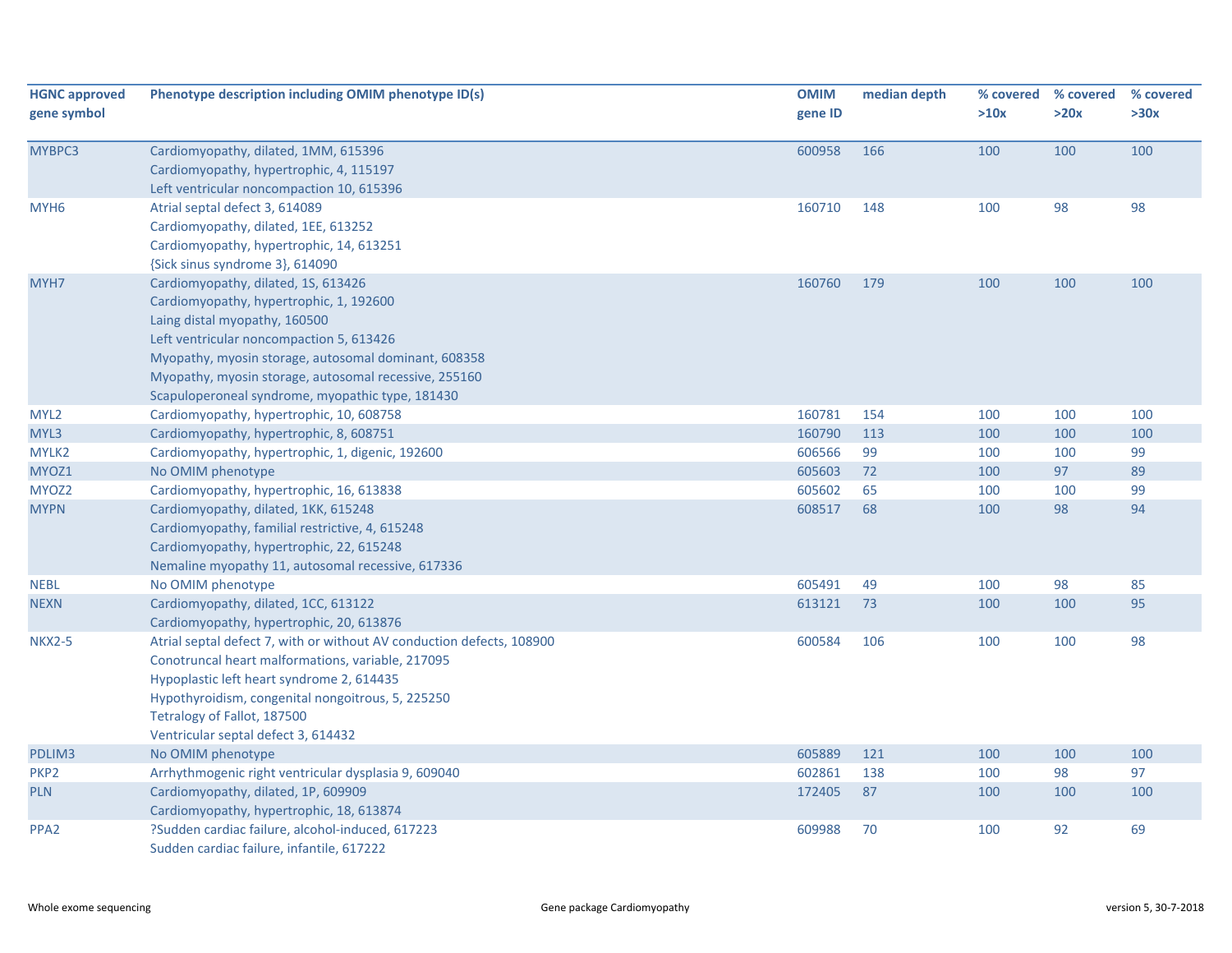| HGNC approved gene symbol | Phenotype description including OMIM phenotype ID(s) | OMIM gene ID | median depth | % covered >10x | % covered >20x | % covered >30x |
|---|---|---|---|---|---|---|
| MYBPC3 | Cardiomyopathy, dilated, 1MM, 615396<br>Cardiomyopathy, hypertrophic, 4, 115197<br>Left ventricular noncompaction 10, 615396 | 600958 | 166 | 100 | 100 | 100 |
| MYH6 | Atrial septal defect 3, 614089<br>Cardiomyopathy, dilated, 1EE, 613252<br>Cardiomyopathy, hypertrophic, 14, 613251<br>{Sick sinus syndrome 3}, 614090 | 160710 | 148 | 100 | 98 | 98 |
| MYH7 | Cardiomyopathy, dilated, 1S, 613426<br>Cardiomyopathy, hypertrophic, 1, 192600<br>Laing distal myopathy, 160500<br>Left ventricular noncompaction 5, 613426<br>Myopathy, myosin storage, autosomal dominant, 608358<br>Myopathy, myosin storage, autosomal recessive, 255160<br>Scapuloperoneal syndrome, myopathic type, 181430 | 160760 | 179 | 100 | 100 | 100 |
| MYL2 | Cardiomyopathy, hypertrophic, 10, 608758 | 160781 | 154 | 100 | 100 | 100 |
| MYL3 | Cardiomyopathy, hypertrophic, 8, 608751 | 160790 | 113 | 100 | 100 | 100 |
| MYLK2 | Cardiomyopathy, hypertrophic, 1, digenic, 192600 | 606566 | 99 | 100 | 100 | 99 |
| MYOZ1 | No OMIM phenotype | 605603 | 72 | 100 | 97 | 89 |
| MYOZ2 | Cardiomyopathy, hypertrophic, 16, 613838 | 605602 | 65 | 100 | 100 | 99 |
| MYPN | Cardiomyopathy, dilated, 1KK, 615248<br>Cardiomyopathy, familial restrictive, 4, 615248<br>Cardiomyopathy, hypertrophic, 22, 615248<br>Nemaline myopathy 11, autosomal recessive, 617336 | 608517 | 68 | 100 | 98 | 94 |
| NEBL | No OMIM phenotype | 605491 | 49 | 100 | 98 | 85 |
| NEXN | Cardiomyopathy, dilated, 1CC, 613122<br>Cardiomyopathy, hypertrophic, 20, 613876 | 613121 | 73 | 100 | 100 | 95 |
| NKX2-5 | Atrial septal defect 7, with or without AV conduction defects, 108900<br>Conotruncal heart malformations, variable, 217095<br>Hypoplastic left heart syndrome 2, 614435<br>Hypothyroidism, congenital nongoitrous, 5, 225250<br>Tetralogy of Fallot, 187500<br>Ventricular septal defect 3, 614432 | 600584 | 106 | 100 | 100 | 98 |
| PDLIM3 | No OMIM phenotype | 605889 | 121 | 100 | 100 | 100 |
| PKP2 | Arrhythmogenic right ventricular dysplasia 9, 609040 | 602861 | 138 | 100 | 98 | 97 |
| PLN | Cardiomyopathy, dilated, 1P, 609909<br>Cardiomyopathy, hypertrophic, 18, 613874 | 172405 | 87 | 100 | 100 | 100 |
| PPA2 | ?Sudden cardiac failure, alcohol-induced, 617223<br>Sudden cardiac failure, infantile, 617222 | 609988 | 70 | 100 | 92 | 69 |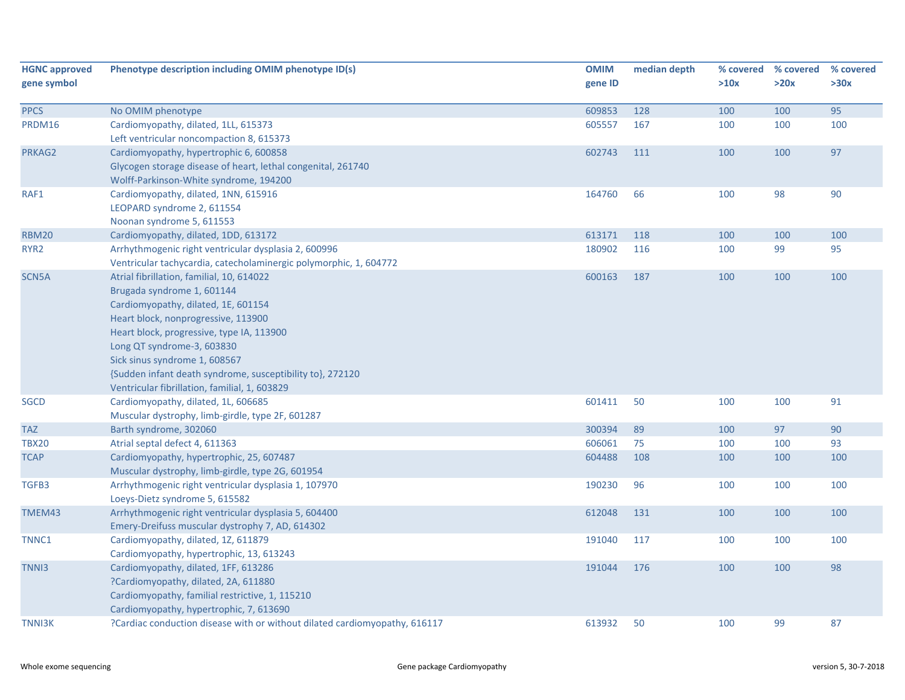| HGNC approved gene symbol | Phenotype description including OMIM phenotype ID(s) | OMIM gene ID | median depth | % covered >10x | % covered >20x | % covered >30x |
|---|---|---|---|---|---|---|
| PPCS | No OMIM phenotype | 609853 | 128 | 100 | 100 | 95 |
| PRDM16 | Cardiomyopathy, dilated, 1LL, 615373<br>Left ventricular noncompaction 8, 615373 | 605557 | 167 | 100 | 100 | 100 |
| PRKAG2 | Cardiomyopathy, hypertrophic 6, 600858<br>Glycogen storage disease of heart, lethal congenital, 261740<br>Wolff-Parkinson-White syndrome, 194200 | 602743 | 111 | 100 | 100 | 97 |
| RAF1 | Cardiomyopathy, dilated, 1NN, 615916<br>LEOPARD syndrome 2, 611554<br>Noonan syndrome 5, 611553 | 164760 | 66 | 100 | 98 | 90 |
| RBM20 | Cardiomyopathy, dilated, 1DD, 613172 | 613171 | 118 | 100 | 100 | 100 |
| RYR2 | Arrhythmogenic right ventricular dysplasia 2, 600996<br>Ventricular tachycardia, catecholaminergic polymorphic, 1, 604772 | 180902 | 116 | 100 | 99 | 95 |
| SCN5A | Atrial fibrillation, familial, 10, 614022<br>Brugada syndrome 1, 601144<br>Cardiomyopathy, dilated, 1E, 601154<br>Heart block, nonprogressive, 113900<br>Heart block, progressive, type IA, 113900<br>Long QT syndrome-3, 603830<br>Sick sinus syndrome 1, 608567<br>{Sudden infant death syndrome, susceptibility to}, 272120<br>Ventricular fibrillation, familial, 1, 603829 | 600163 | 187 | 100 | 100 | 100 |
| SGCD | Cardiomyopathy, dilated, 1L, 606685<br>Muscular dystrophy, limb-girdle, type 2F, 601287 | 601411 | 50 | 100 | 100 | 91 |
| TAZ | Barth syndrome, 302060 | 300394 | 89 | 100 | 97 | 90 |
| TBX20 | Atrial septal defect 4, 611363 | 606061 | 75 | 100 | 100 | 93 |
| TCAP | Cardiomyopathy, hypertrophic, 25, 607487<br>Muscular dystrophy, limb-girdle, type 2G, 601954 | 604488 | 108 | 100 | 100 | 100 |
| TGFB3 | Arrhythmogenic right ventricular dysplasia 1, 107970<br>Loeys-Dietz syndrome 5, 615582 | 190230 | 96 | 100 | 100 | 100 |
| TMEM43 | Arrhythmogenic right ventricular dysplasia 5, 604400<br>Emery-Dreifuss muscular dystrophy 7, AD, 614302 | 612048 | 131 | 100 | 100 | 100 |
| TNNC1 | Cardiomyopathy, dilated, 1Z, 611879<br>Cardiomyopathy, hypertrophic, 13, 613243 | 191040 | 117 | 100 | 100 | 100 |
| TNNI3 | Cardiomyopathy, dilated, 1FF, 613286<br>?Cardiomyopathy, dilated, 2A, 611880<br>Cardiomyopathy, familial restrictive, 1, 115210<br>Cardiomyopathy, hypertrophic, 7, 613690 | 191044 | 176 | 100 | 100 | 98 |
| TNNI3K | ?Cardiac conduction disease with or without dilated cardiomyopathy, 616117 | 613932 | 50 | 100 | 99 | 87 |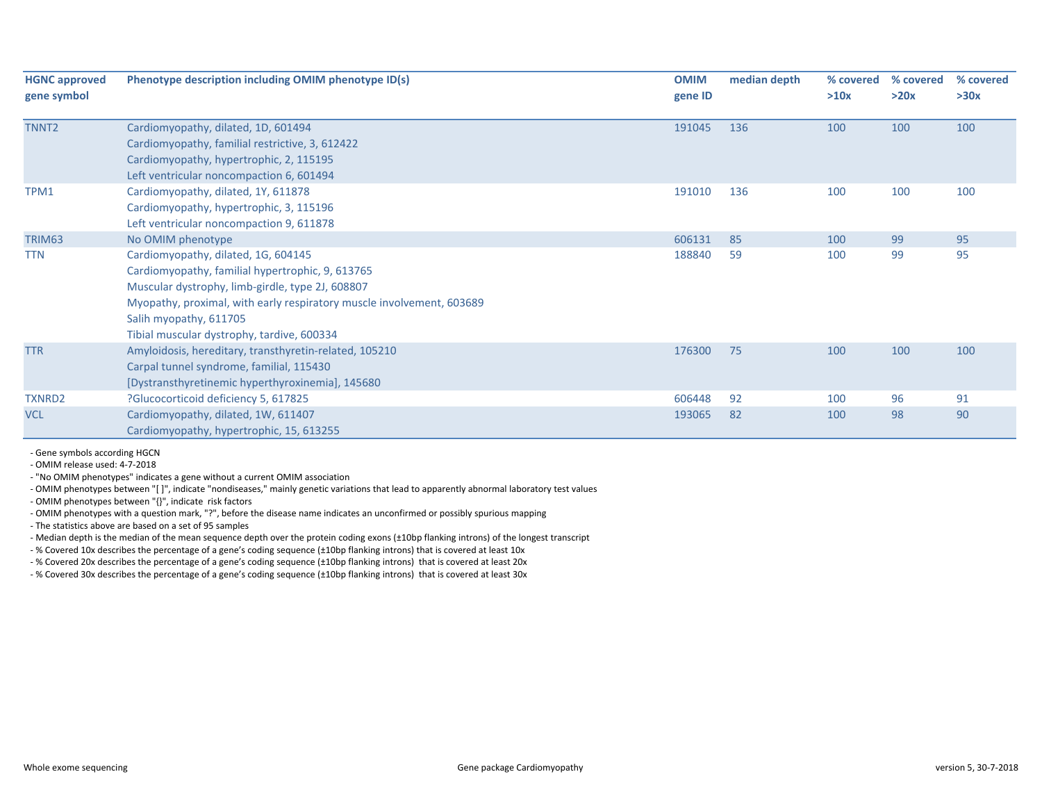| HGNC approved gene symbol | Phenotype description including OMIM phenotype ID(s) | OMIM gene ID | median depth | % covered >10x | % covered >20x | % covered >30x |
|---|---|---|---|---|---|---|
| TNNT2 | Cardiomyopathy, dilated, 1D, 601494<br>Cardiomyopathy, familial restrictive, 3, 612422<br>Cardiomyopathy, hypertrophic, 2, 115195<br>Left ventricular noncompaction 6, 601494 | 191045 | 136 | 100 | 100 | 100 |
| TPM1 | Cardiomyopathy, dilated, 1Y, 611878<br>Cardiomyopathy, hypertrophic, 3, 115196<br>Left ventricular noncompaction 9, 611878 | 191010 | 136 | 100 | 100 | 100 |
| TRIM63 | No OMIM phenotype | 606131 | 85 | 100 | 99 | 95 |
| TTN | Cardiomyopathy, dilated, 1G, 604145<br>Cardiomyopathy, familial hypertrophic, 9, 613765<br>Muscular dystrophy, limb-girdle, type 2J, 608807<br>Myopathy, proximal, with early respiratory muscle involvement, 603689<br>Salih myopathy, 611705<br>Tibial muscular dystrophy, tardive, 600334 | 188840 | 59 | 100 | 99 | 95 |
| TTR | Amyloidosis, hereditary, transthyretin-related, 105210<br>Carpal tunnel syndrome, familial, 115430<br>[Dystransthyretinemic hyperthyroxinemia], 145680 | 176300 | 75 | 100 | 100 | 100 |
| TXNRD2 | ?Glucocorticoid deficiency 5, 617825 | 606448 | 92 | 100 | 96 | 91 |
| VCL | Cardiomyopathy, dilated, 1W, 611407<br>Cardiomyopathy, hypertrophic, 15, 613255 | 193065 | 82 | 100 | 98 | 90 |

- Gene symbols according HGCN
- OMIM release used: 4-7-2018
- "No OMIM phenotypes" indicates a gene without a current OMIM association
- OMIM phenotypes between "[ ]", indicate "nondiseases," mainly genetic variations that lead to apparently abnormal laboratory test values
- OMIM phenotypes between "{}", indicate risk factors
- OMIM phenotypes with a question mark, "?", before the disease name indicates an unconfirmed or possibly spurious mapping
- The statistics above are based on a set of 95 samples
- Median depth is the median of the mean sequence depth over the protein coding exons (±10bp flanking introns) of the longest transcript
- % Covered 10x describes the percentage of a gene's coding sequence (±10bp flanking introns) that is covered at least 10x
- % Covered 20x describes the percentage of a gene's coding sequence (±10bp flanking introns) that is covered at least 20x
- % Covered 30x describes the percentage of a gene's coding sequence (±10bp flanking introns) that is covered at least 30x